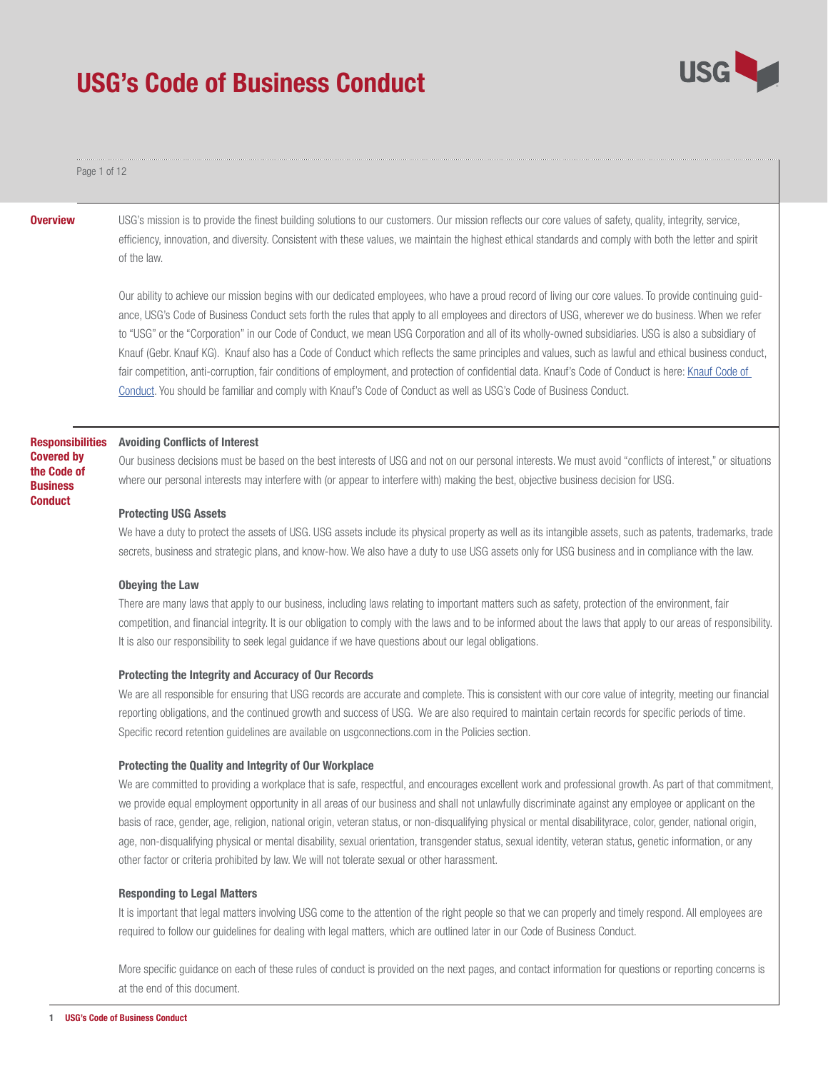# USG's Code of Business Conduct

## Overview

USG's mission is to provide the finest building solutions to our customers. Our mission reflects our core values of safety, quality, integrity, service, efficiency, innovation, and diversity. Consistent with these values, we maintain the highest ethical standards and comply with both the letter and spirit of the law.

Our ability to achieve our mission begins with our dedicated employees, who have a proud record of living our core values. To provide continuing guidance, USG's Code of Business Conduct sets forth the rules that apply to all employees and directors of USG, wherever we do business. When we refer to "USG" or the "Corporation" in our Code of Conduct, we mean USG Corporation and all of its wholly-owned subsidiaries. USG is also a subsidiary of Knauf (Gebr. Knauf KG). Knauf also has a Code of Conduct which reflects the same principles and values, such as lawful and ethical business conduct, fair competition, anti-corruption, fair conditions of employment, and protection of confidential data. Knauf's Code of Conduct is here: [Knauf Code of Conduct](). You should be familiar and comply with Knauf's Code of Conduct as well as USG's Code of Business Conduct.

## Responsibilities Covered by the Code of Business Conduct

### Avoiding Conflicts of Interest

Our business decisions must be based on the best interests of USG and not on our personal interests. We must avoid "conflicts of interest," or situations where our personal interests may interfere with (or appear to interfere with) making the best, objective business decision for USG.

### Protecting USG Assets

We have a duty to protect the assets of USG. USG assets include its physical property as well as its intangible assets, such as patents, trademarks, trade secrets, business and strategic plans, and know-how. We also have a duty to use USG assets only for USG business and in compliance with the law.

### Obeying the Law

There are many laws that apply to our business, including laws relating to important matters such as safety, protection of the environment, fair competition, and financial integrity. It is our obligation to comply with the laws and to be informed about the laws that apply to our areas of responsibility. It is also our responsibility to seek legal guidance if we have questions about our legal obligations.

### Protecting the Integrity and Accuracy of Our Records

We are all responsible for ensuring that USG records are accurate and complete. This is consistent with our core value of integrity, meeting our financial reporting obligations, and the continued growth and success of USG. We are also required to maintain certain records for specific periods of time. Specific record retention guidelines are available on usgconnections.com in the Policies section.

### Protecting the Quality and Integrity of Our Workplace

We are committed to providing a workplace that is safe, respectful, and encourages excellent work and professional growth. As part of that commitment, we provide equal employment opportunity in all areas of our business and shall not unlawfully discriminate against any employee or applicant on the basis of race, gender, age, religion, national origin, veteran status, or non-disqualifying physical or mental disabilityrace, color, gender, national origin, age, non-disqualifying physical or mental disability, sexual orientation, transgender status, sexual identity, veteran status, genetic information, or any other factor or criteria prohibited by law. We will not tolerate sexual or other harassment.

### Responding to Legal Matters

It is important that legal matters involving USG come to the attention of the right people so that we can properly and timely respond. All employees are required to follow our guidelines for dealing with legal matters, which are outlined later in our Code of Business Conduct.

More specific guidance on each of these rules of conduct is provided on the next pages, and contact information for questions or reporting concerns is at the end of this document.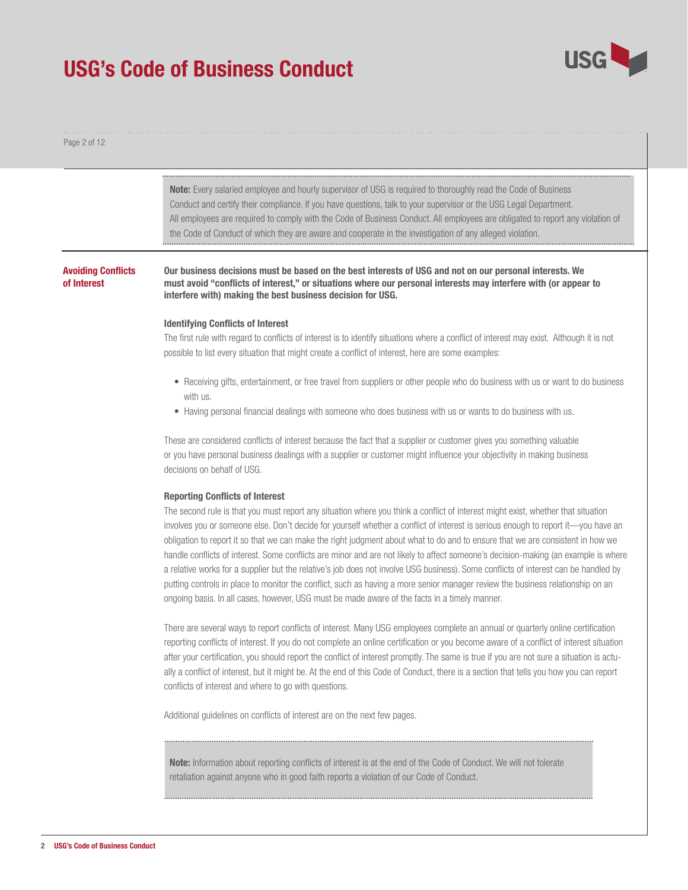**Note:** Every salaried employee and hourly supervisor of USG is required to thoroughly read the Code of Business Conduct and certify their compliance. If you have questions, talk to your supervisor or the USG Legal Department. All employees are required to comply with the Code of Business Conduct. All employees are obligated to report any violation of the Code of Conduct of which they are aware and cooperate in the investigation of any alleged violation.

## Avoiding Conflicts of Interest

**Our business decisions must be based on the best interests of USG and not on our personal interests. We must avoid "conflicts of interest," or situations where our personal interests may interfere with (or appear to interfere with) making the best business decision for USG.**

### Identifying Conflicts of Interest

The first rule with regard to conflicts of interest is to identify situations where a conflict of interest may exist. Although it is not possible to list every situation that might create a conflict of interest, here are some examples:

- Receiving gifts, entertainment, or free travel from suppliers or other people who do business with us or want to do business with us.
- Having personal financial dealings with someone who does business with us or wants to do business with us.

These are considered conflicts of interest because the fact that a supplier or customer gives you something valuable or you have personal business dealings with a supplier or customer might influence your objectivity in making business decisions on behalf of USG.

### Reporting Conflicts of Interest

The second rule is that you must report any situation where you think a conflict of interest might exist, whether that situation involves you or someone else. Don't decide for yourself whether a conflict of interest is serious enough to report it—you have an obligation to report it so that we can make the right judgment about what to do and to ensure that we are consistent in how we handle conflicts of interest. Some conflicts are minor and are not likely to affect someone's decision-making (an example is where a relative works for a supplier but the relative's job does not involve USG business). Some conflicts of interest can be handled by putting controls in place to monitor the conflict, such as having a more senior manager review the business relationship on an ongoing basis. In all cases, however, USG must be made aware of the facts in a timely manner.

There are several ways to report conflicts of interest. Many USG employees complete an annual or quarterly online certification reporting conflicts of interest. If you do not complete an online certification or you become aware of a conflict of interest situation after your certification, you should report the conflict of interest promptly. The same is true if you are not sure a situation is actually a conflict of interest, but it might be. At the end of this Code of Conduct, there is a section that tells you how you can report conflicts of interest and where to go with questions.

Additional guidelines on conflicts of interest are on the next few pages.

**Note:** Information about reporting conflicts of interest is at the end of the Code of Conduct. We will not tolerate retaliation against anyone who in good faith reports a violation of our Code of Conduct.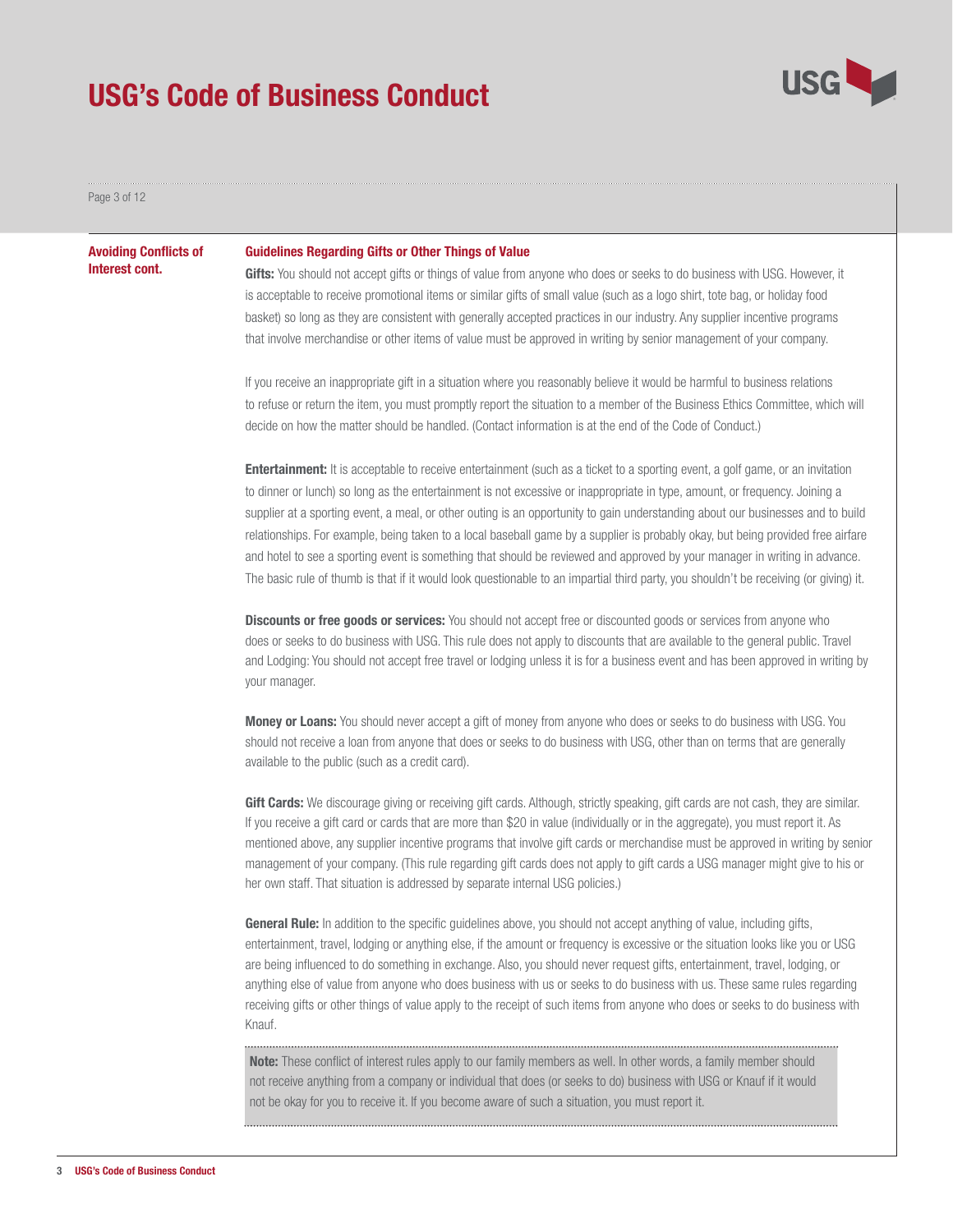## Avoiding Conflicts of Interest cont.

### Guidelines Regarding Gifts or Other Things of Value

**Gifts:** You should not accept gifts or things of value from anyone who does or seeks to do business with USG. However, it is acceptable to receive promotional items or similar gifts of small value (such as a logo shirt, tote bag, or holiday food basket) so long as they are consistent with generally accepted practices in our industry. Any supplier incentive programs that involve merchandise or other items of value must be approved in writing by senior management of your company.

If you receive an inappropriate gift in a situation where you reasonably believe it would be harmful to business relations to refuse or return the item, you must promptly report the situation to a member of the Business Ethics Committee, which will decide on how the matter should be handled. (Contact information is at the end of the Code of Conduct.)

**Entertainment:** It is acceptable to receive entertainment (such as a ticket to a sporting event, a golf game, or an invitation to dinner or lunch) so long as the entertainment is not excessive or inappropriate in type, amount, or frequency. Joining a supplier at a sporting event, a meal, or other outing is an opportunity to gain understanding about our businesses and to build relationships. For example, being taken to a local baseball game by a supplier is probably okay, but being provided free airfare and hotel to see a sporting event is something that should be reviewed and approved by your manager in writing in advance. The basic rule of thumb is that if it would look questionable to an impartial third party, you shouldn't be receiving (or giving) it.

**Discounts or free goods or services:** You should not accept free or discounted goods or services from anyone who does or seeks to do business with USG. This rule does not apply to discounts that are available to the general public. Travel and Lodging: You should not accept free travel or lodging unless it is for a business event and has been approved in writing by your manager.

**Money or Loans:** You should never accept a gift of money from anyone who does or seeks to do business with USG. You should not receive a loan from anyone that does or seeks to do business with USG, other than on terms that are generally available to the public (such as a credit card).

**Gift Cards:** We discourage giving or receiving gift cards. Although, strictly speaking, gift cards are not cash, they are similar. If you receive a gift card or cards that are more than $20 in value (individually or in the aggregate), you must report it. As mentioned above, any supplier incentive programs that involve gift cards or merchandise must be approved in writing by senior management of your company. (This rule regarding gift cards does not apply to gift cards a USG manager might give to his or her own staff. That situation is addressed by separate internal USG policies.)

**General Rule:** In addition to the specific guidelines above, you should not accept anything of value, including gifts, entertainment, travel, lodging or anything else, if the amount or frequency is excessive or the situation looks like you or USG are being influenced to do something in exchange. Also, you should never request gifts, entertainment, travel, lodging, or anything else of value from anyone who does business with us or seeks to do business with us. These same rules regarding receiving gifts or other things of value apply to the receipt of such items from anyone who does or seeks to do business with Knauf.

**Note:** These conflict of interest rules apply to our family members as well. In other words, a family member should not receive anything from a company or individual that does (or seeks to do) business with USG or Knauf if it would not be okay for you to receive it. If you become aware of such a situation, you must report it.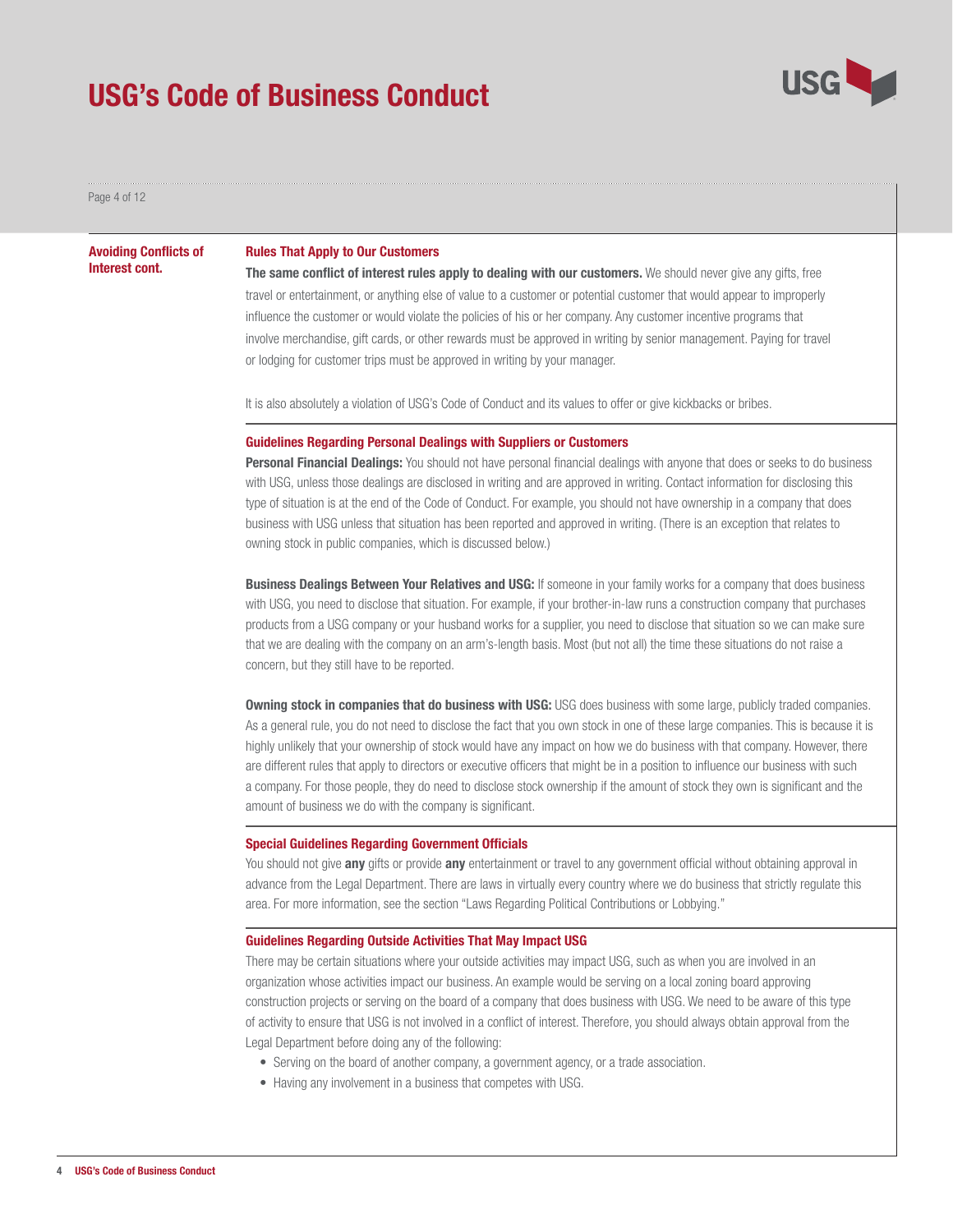## Avoiding Conflicts of Interest cont.

### Rules That Apply to Our Customers

**The same conflict of interest rules apply to dealing with our customers.** We should never give any gifts, free travel or entertainment, or anything else of value to a customer or potential customer that would appear to improperly influence the customer or would violate the policies of his or her company. Any customer incentive programs that involve merchandise, gift cards, or other rewards must be approved in writing by senior management. Paying for travel or lodging for customer trips must be approved in writing by your manager.

It is also absolutely a violation of USG's Code of Conduct and its values to offer or give kickbacks or bribes.

### Guidelines Regarding Personal Dealings with Suppliers or Customers

**Personal Financial Dealings:** You should not have personal financial dealings with anyone that does or seeks to do business with USG, unless those dealings are disclosed in writing and are approved in writing. Contact information for disclosing this type of situation is at the end of the Code of Conduct. For example, you should not have ownership in a company that does business with USG unless that situation has been reported and approved in writing. (There is an exception that relates to owning stock in public companies, which is discussed below.)

**Business Dealings Between Your Relatives and USG:** If someone in your family works for a company that does business with USG, you need to disclose that situation. For example, if your brother-in-law runs a construction company that purchases products from a USG company or your husband works for a supplier, you need to disclose that situation so we can make sure that we are dealing with the company on an arm's-length basis. Most (but not all) the time these situations do not raise a concern, but they still have to be reported.

**Owning stock in companies that do business with USG:** USG does business with some large, publicly traded companies. As a general rule, you do not need to disclose the fact that you own stock in one of these large companies. This is because it is highly unlikely that your ownership of stock would have any impact on how we do business with that company. However, there are different rules that apply to directors or executive officers that might be in a position to influence our business with such a company. For those people, they do need to disclose stock ownership if the amount of stock they own is significant and the amount of business we do with the company is significant.

### Special Guidelines Regarding Government Officials

You should not give **any** gifts or provide **any** entertainment or travel to any government official without obtaining approval in advance from the Legal Department. There are laws in virtually every country where we do business that strictly regulate this area. For more information, see the section "Laws Regarding Political Contributions or Lobbying."

### Guidelines Regarding Outside Activities That May Impact USG

There may be certain situations where your outside activities may impact USG, such as when you are involved in an organization whose activities impact our business. An example would be serving on a local zoning board approving construction projects or serving on the board of a company that does business with USG. We need to be aware of this type of activity to ensure that USG is not involved in a conflict of interest. Therefore, you should always obtain approval from the Legal Department before doing any of the following:

- Serving on the board of another company, a government agency, or a trade association.
- Having any involvement in a business that competes with USG.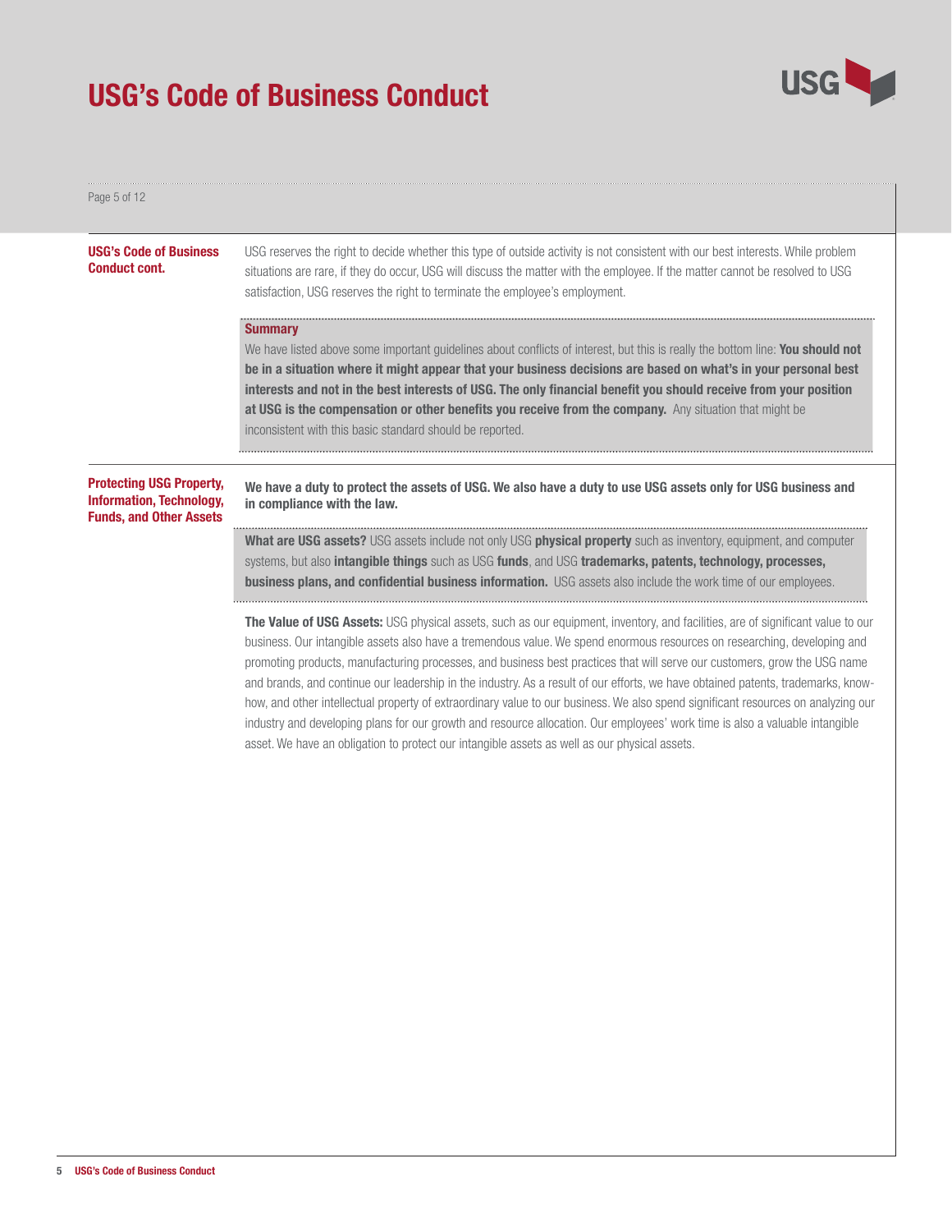## USG's Code of Business Conduct cont.

USG reserves the right to decide whether this type of outside activity is not consistent with our best interests. While problem situations are rare, if they do occur, USG will discuss the matter with the employee. If the matter cannot be resolved to USG satisfaction, USG reserves the right to terminate the employee's employment.

### Summary

We have listed above some important guidelines about conflicts of interest, but this is really the bottom line: **You should not be in a situation where it might appear that your business decisions are based on what's in your personal best interests and not in the best interests of USG. The only financial benefit you should receive from your position at USG is the compensation or other benefits you receive from the company.** Any situation that might be inconsistent with this basic standard should be reported.

## Protecting USG Property, Information, Technology, Funds, and Other Assets

**We have a duty to protect the assets of USG. We also have a duty to use USG assets only for USG business and in compliance with the law.**

**What are USG assets?** USG assets include not only USG **physical property** such as inventory, equipment, and computer systems, but also **intangible things** such as USG **funds**, and USG **trademarks, patents, technology, processes, business plans, and confidential business information.** USG assets also include the work time of our employees.

**The Value of USG Assets:** USG physical assets, such as our equipment, inventory, and facilities, are of significant value to our business. Our intangible assets also have a tremendous value. We spend enormous resources on researching, developing and promoting products, manufacturing processes, and business best practices that will serve our customers, grow the USG name and brands, and continue our leadership in the industry. As a result of our efforts, we have obtained patents, trademarks, know-how, and other intellectual property of extraordinary value to our business. We also spend significant resources on analyzing our industry and developing plans for our growth and resource allocation. Our employees' work time is also a valuable intangible asset. We have an obligation to protect our intangible assets as well as our physical assets.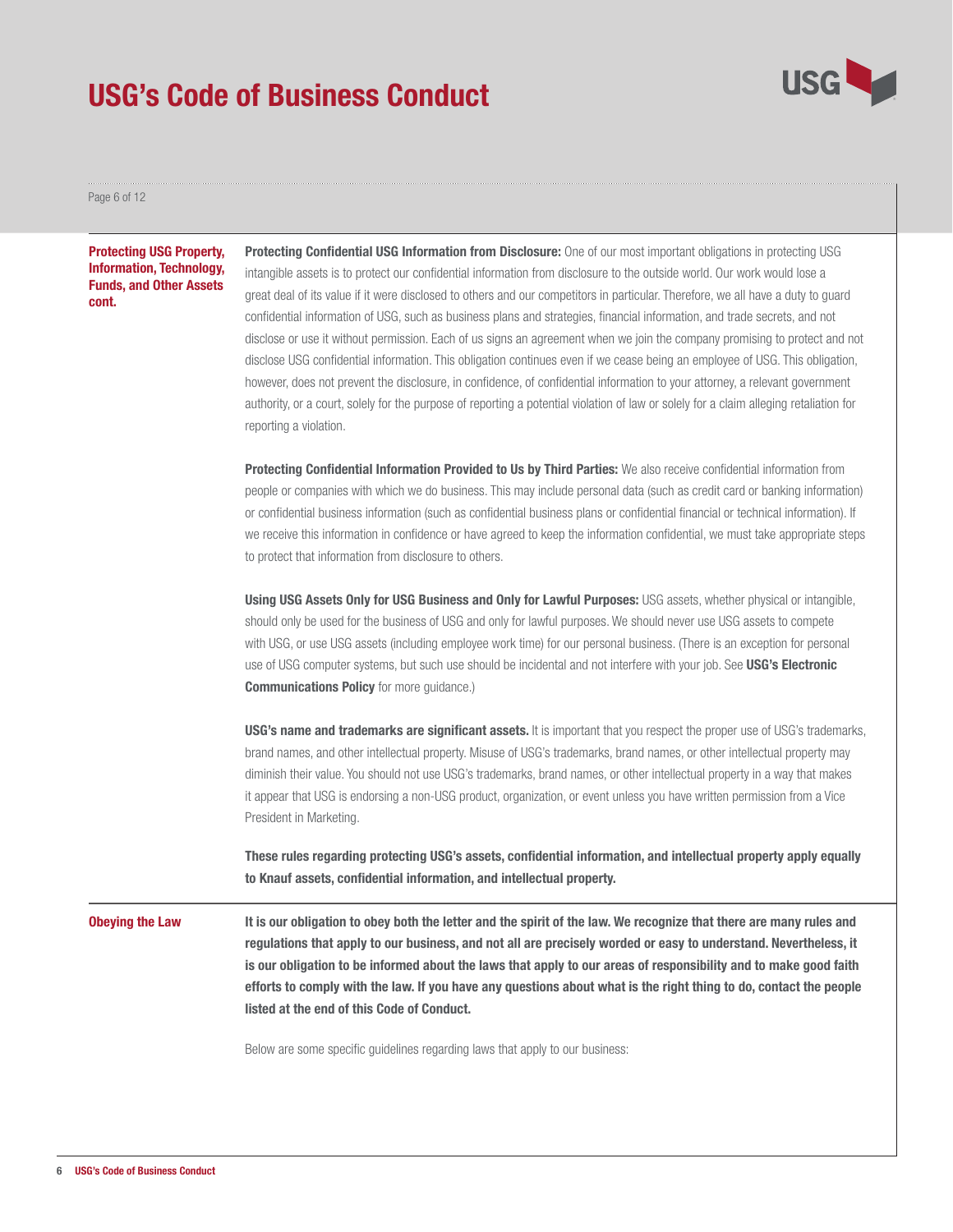## Protecting USG Property, Information, Technology, Funds, and Other Assets cont.

**Protecting Confidential USG Information from Disclosure:** One of our most important obligations in protecting USG intangible assets is to protect our confidential information from disclosure to the outside world. Our work would lose a great deal of its value if it were disclosed to others and our competitors in particular. Therefore, we all have a duty to guard confidential information of USG, such as business plans and strategies, financial information, and trade secrets, and not disclose or use it without permission. Each of us signs an agreement when we join the company promising to protect and not disclose USG confidential information. This obligation continues even if we cease being an employee of USG. This obligation, however, does not prevent the disclosure, in confidence, of confidential information to your attorney, a relevant government authority, or a court, solely for the purpose of reporting a potential violation of law or solely for a claim alleging retaliation for reporting a violation.

**Protecting Confidential Information Provided to Us by Third Parties:** We also receive confidential information from people or companies with which we do business. This may include personal data (such as credit card or banking information) or confidential business information (such as confidential business plans or confidential financial or technical information). If we receive this information in confidence or have agreed to keep the information confidential, we must take appropriate steps to protect that information from disclosure to others.

**Using USG Assets Only for USG Business and Only for Lawful Purposes:** USG assets, whether physical or intangible, should only be used for the business of USG and only for lawful purposes. We should never use USG assets to compete with USG, or use USG assets (including employee work time) for our personal business. (There is an exception for personal use of USG computer systems, but such use should be incidental and not interfere with your job. See **USG's Electronic Communications Policy** for more guidance.)

**USG's name and trademarks are significant assets.** It is important that you respect the proper use of USG's trademarks, brand names, and other intellectual property. Misuse of USG's trademarks, brand names, or other intellectual property may diminish their value. You should not use USG's trademarks, brand names, or other intellectual property in a way that makes it appear that USG is endorsing a non-USG product, organization, or event unless you have written permission from a Vice President in Marketing.

**These rules regarding protecting USG's assets, confidential information, and intellectual property apply equally to Knauf assets, confidential information, and intellectual property.**

## Obeying the Law

**It is our obligation to obey both the letter and the spirit of the law. We recognize that there are many rules and regulations that apply to our business, and not all are precisely worded or easy to understand. Nevertheless, it is our obligation to be informed about the laws that apply to our areas of responsibility and to make good faith efforts to comply with the law. If you have any questions about what is the right thing to do, contact the people listed at the end of this Code of Conduct.**

Below are some specific guidelines regarding laws that apply to our business: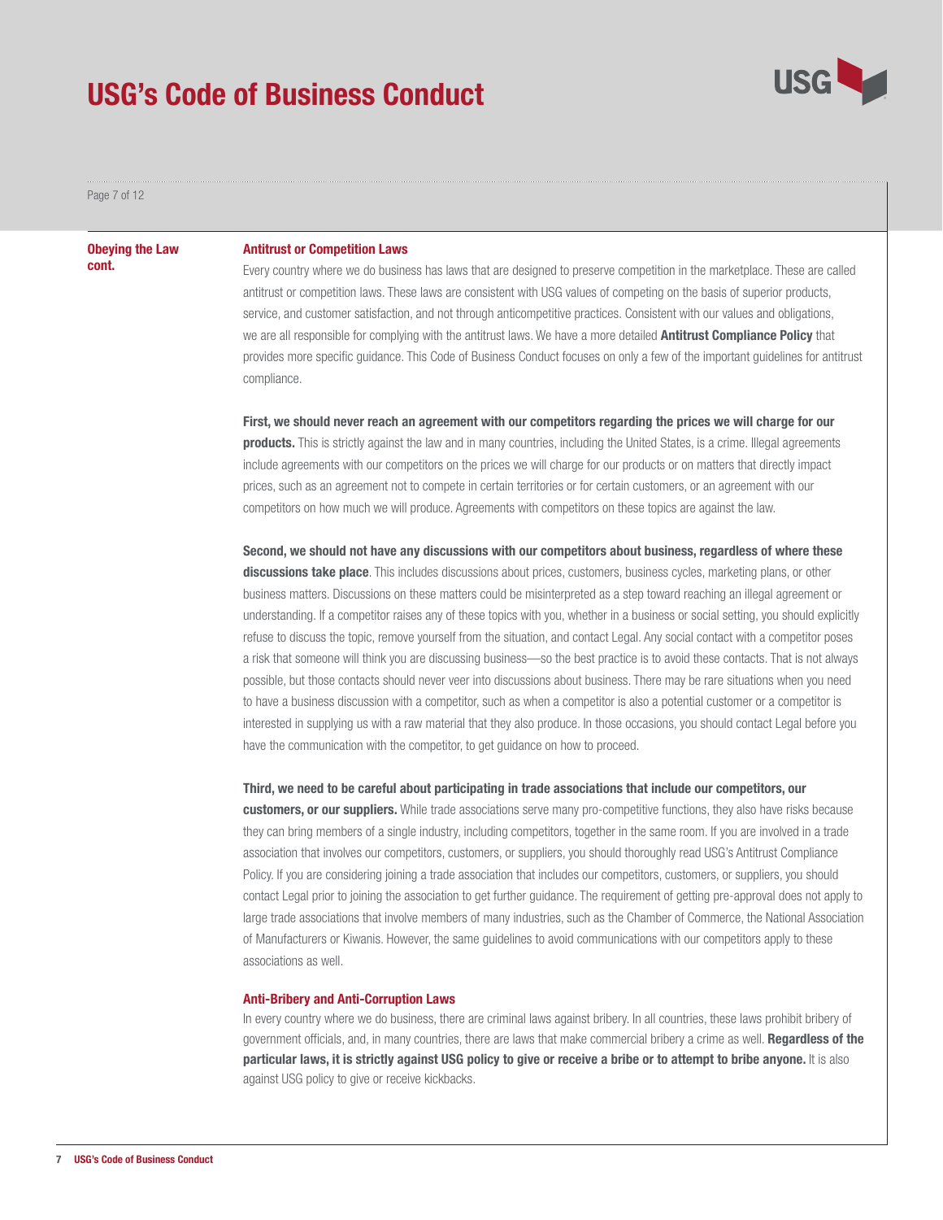**Obeying the Law cont.**

### Antitrust or Competition Laws

Every country where we do business has laws that are designed to preserve competition in the marketplace. These are called antitrust or competition laws. These laws are consistent with USG values of competing on the basis of superior products, service, and customer satisfaction, and not through anticompetitive practices. Consistent with our values and obligations, we are all responsible for complying with the antitrust laws. We have a more detailed **Antitrust Compliance Policy** that provides more specific guidance. This Code of Business Conduct focuses on only a few of the important guidelines for antitrust compliance.

**First, we should never reach an agreement with our competitors regarding the prices we will charge for our products.** This is strictly against the law and in many countries, including the United States, is a crime. Illegal agreements include agreements with our competitors on the prices we will charge for our products or on matters that directly impact prices, such as an agreement not to compete in certain territories or for certain customers, or an agreement with our competitors on how much we will produce. Agreements with competitors on these topics are against the law.

**Second, we should not have any discussions with our competitors about business, regardless of where these discussions take place**. This includes discussions about prices, customers, business cycles, marketing plans, or other business matters. Discussions on these matters could be misinterpreted as a step toward reaching an illegal agreement or understanding. If a competitor raises any of these topics with you, whether in a business or social setting, you should explicitly refuse to discuss the topic, remove yourself from the situation, and contact Legal. Any social contact with a competitor poses a risk that someone will think you are discussing business—so the best practice is to avoid these contacts. That is not always possible, but those contacts should never veer into discussions about business. There may be rare situations when you need to have a business discussion with a competitor, such as when a competitor is also a potential customer or a competitor is interested in supplying us with a raw material that they also produce. In those occasions, you should contact Legal before you have the communication with the competitor, to get guidance on how to proceed.

**Third, we need to be careful about participating in trade associations that include our competitors, our customers, or our suppliers.** While trade associations serve many pro-competitive functions, they also have risks because they can bring members of a single industry, including competitors, together in the same room. If you are involved in a trade association that involves our competitors, customers, or suppliers, you should thoroughly read USG's Antitrust Compliance Policy. If you are considering joining a trade association that includes our competitors, customers, or suppliers, you should contact Legal prior to joining the association to get further guidance. The requirement of getting pre-approval does not apply to large trade associations that involve members of many industries, such as the Chamber of Commerce, the National Association of Manufacturers or Kiwanis. However, the same guidelines to avoid communications with our competitors apply to these associations as well.

### Anti-Bribery and Anti-Corruption Laws

In every country where we do business, there are criminal laws against bribery. In all countries, these laws prohibit bribery of government officials, and, in many countries, there are laws that make commercial bribery a crime as well. **Regardless of the particular laws, it is strictly against USG policy to give or receive a bribe or to attempt to bribe anyone.** It is also against USG policy to give or receive kickbacks.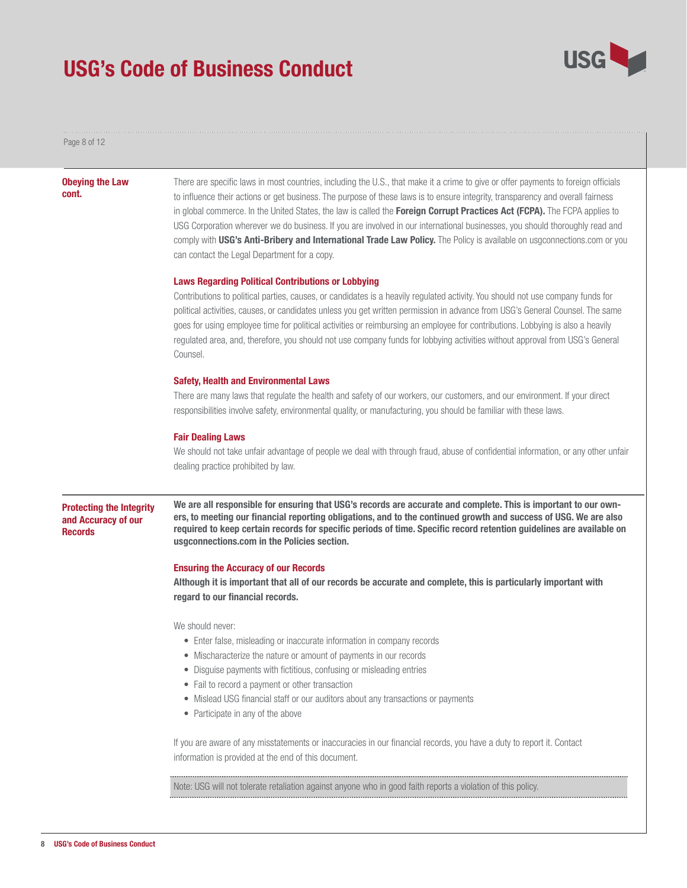## Obeying the Law cont.

There are specific laws in most countries, including the U.S., that make it a crime to give or offer payments to foreign officials to influence their actions or get business. The purpose of these laws is to ensure integrity, transparency and overall fairness in global commerce. In the United States, the law is called the **Foreign Corrupt Practices Act (FCPA).** The FCPA applies to USG Corporation wherever we do business. If you are involved in our international businesses, you should thoroughly read and comply with **USG's Anti-Bribery and International Trade Law Policy.** The Policy is available on usgconnections.com or you can contact the Legal Department for a copy.

### Laws Regarding Political Contributions or Lobbying

Contributions to political parties, causes, or candidates is a heavily regulated activity. You should not use company funds for political activities, causes, or candidates unless you get written permission in advance from USG's General Counsel. The same goes for using employee time for political activities or reimbursing an employee for contributions. Lobbying is also a heavily regulated area, and, therefore, you should not use company funds for lobbying activities without approval from USG's General Counsel.

### Safety, Health and Environmental Laws

There are many laws that regulate the health and safety of our workers, our customers, and our environment. If your direct responsibilities involve safety, environmental quality, or manufacturing, you should be familiar with these laws.

### Fair Dealing Laws

We should not take unfair advantage of people we deal with through fraud, abuse of confidential information, or any other unfair dealing practice prohibited by law.

## Protecting the Integrity and Accuracy of our Records

**We are all responsible for ensuring that USG's records are accurate and complete. This is important to our owners, to meeting our financial reporting obligations, and to the continued growth and success of USG. We are also required to keep certain records for specific periods of time. Specific record retention guidelines are available on usgconnections.com in the Policies section.**

### Ensuring the Accuracy of our Records

**Although it is important that all of our records be accurate and complete, this is particularly important with regard to our financial records.**

We should never:

- Enter false, misleading or inaccurate information in company records
- Mischaracterize the nature or amount of payments in our records
- Disguise payments with fictitious, confusing or misleading entries
- Fail to record a payment or other transaction
- Mislead USG financial staff or our auditors about any transactions or payments
- Participate in any of the above

If you are aware of any misstatements or inaccuracies in our financial records, you have a duty to report it. Contact information is provided at the end of this document.

Note: USG will not tolerate retaliation against anyone who in good faith reports a violation of this policy.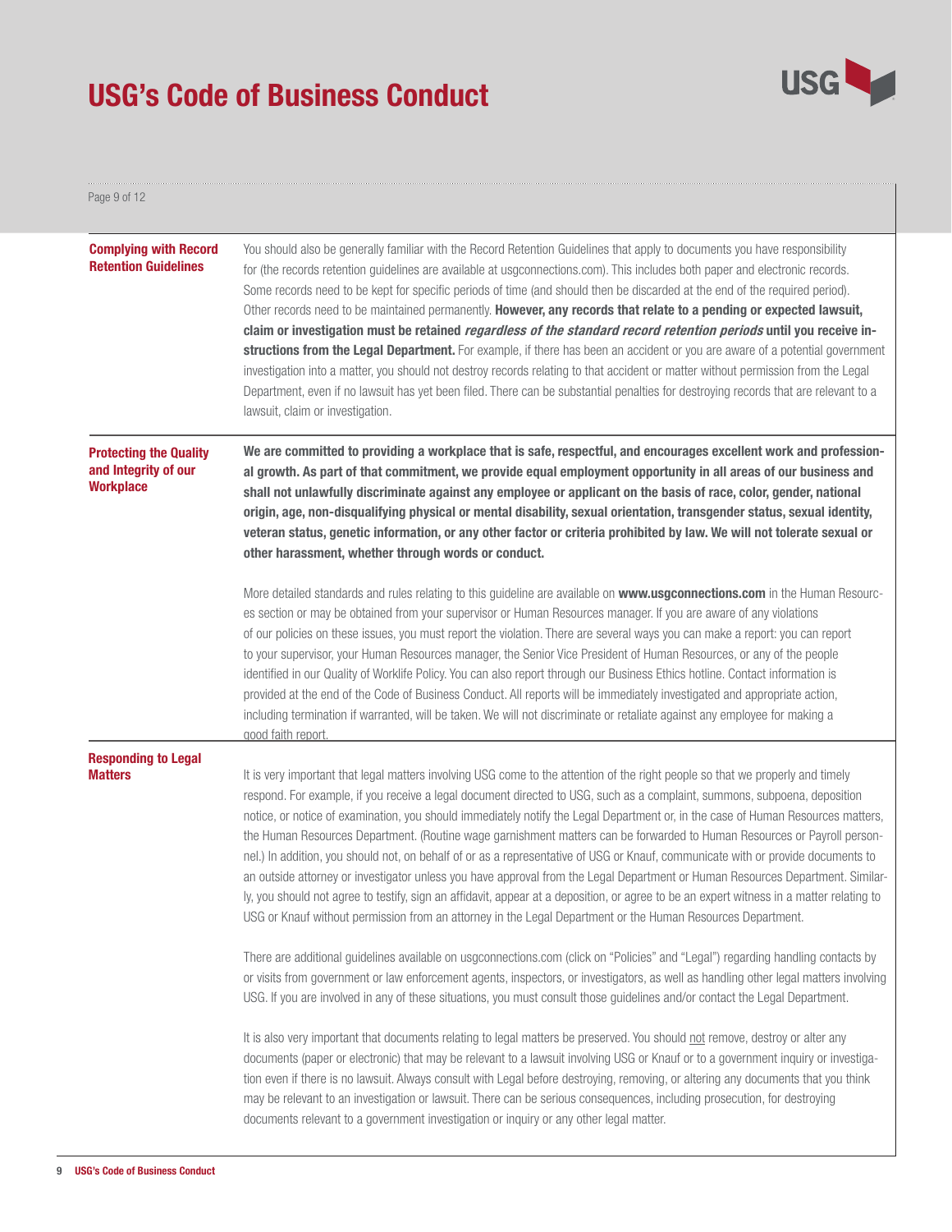## Complying with Record Retention Guidelines

You should also be generally familiar with the Record Retention Guidelines that apply to documents you have responsibility for (the records retention guidelines are available at usgconnections.com). This includes both paper and electronic records. Some records need to be kept for specific periods of time (and should then be discarded at the end of the required period). Other records need to be maintained permanently. **However, any records that relate to a pending or expected lawsuit, claim or investigation must be retained *regardless of the standard record retention periods* until you receive instructions from the Legal Department.** For example, if there has been an accident or you are aware of a potential government investigation into a matter, you should not destroy records relating to that accident or matter without permission from the Legal Department, even if no lawsuit has yet been filed. There can be substantial penalties for destroying records that are relevant to a lawsuit, claim or investigation.

## Protecting the Quality and Integrity of our Workplace

**We are committed to providing a workplace that is safe, respectful, and encourages excellent work and professional growth. As part of that commitment, we provide equal employment opportunity in all areas of our business and shall not unlawfully discriminate against any employee or applicant on the basis of race, color, gender, national origin, age, non-disqualifying physical or mental disability, sexual orientation, transgender status, sexual identity, veteran status, genetic information, or any other factor or criteria prohibited by law. We will not tolerate sexual or other harassment, whether through words or conduct.**

More detailed standards and rules relating to this guideline are available on **www.usgconnections.com** in the Human Resources section or may be obtained from your supervisor or Human Resources manager. If you are aware of any violations of our policies on these issues, you must report the violation. There are several ways you can make a report: you can report to your supervisor, your Human Resources manager, the Senior Vice President of Human Resources, or any of the people identified in our Quality of Worklife Policy. You can also report through our Business Ethics hotline. Contact information is provided at the end of the Code of Business Conduct. All reports will be immediately investigated and appropriate action, including termination if warranted, will be taken. We will not discriminate or retaliate against any employee for making a good faith report.

## Responding to Legal Matters

It is very important that legal matters involving USG come to the attention of the right people so that we properly and timely respond. For example, if you receive a legal document directed to USG, such as a complaint, summons, subpoena, deposition notice, or notice of examination, you should immediately notify the Legal Department or, in the case of Human Resources matters, the Human Resources Department. (Routine wage garnishment matters can be forwarded to Human Resources or Payroll personnel.) In addition, you should not, on behalf of or as a representative of USG or Knauf, communicate with or provide documents to an outside attorney or investigator unless you have approval from the Legal Department or Human Resources Department. Similarly, you should not agree to testify, sign an affidavit, appear at a deposition, or agree to be an expert witness in a matter relating to USG or Knauf without permission from an attorney in the Legal Department or the Human Resources Department.

There are additional guidelines available on usgconnections.com (click on "Policies" and "Legal") regarding handling contacts by or visits from government or law enforcement agents, inspectors, or investigators, as well as handling other legal matters involving USG. If you are involved in any of these situations, you must consult those guidelines and/or contact the Legal Department.

It is also very important that documents relating to legal matters be preserved. You should <u>not</u> remove, destroy or alter any documents (paper or electronic) that may be relevant to a lawsuit involving USG or Knauf or to a government inquiry or investigation even if there is no lawsuit. Always consult with Legal before destroying, removing, or altering any documents that you think may be relevant to an investigation or lawsuit. There can be serious consequences, including prosecution, for destroying documents relevant to a government investigation or inquiry or any other legal matter.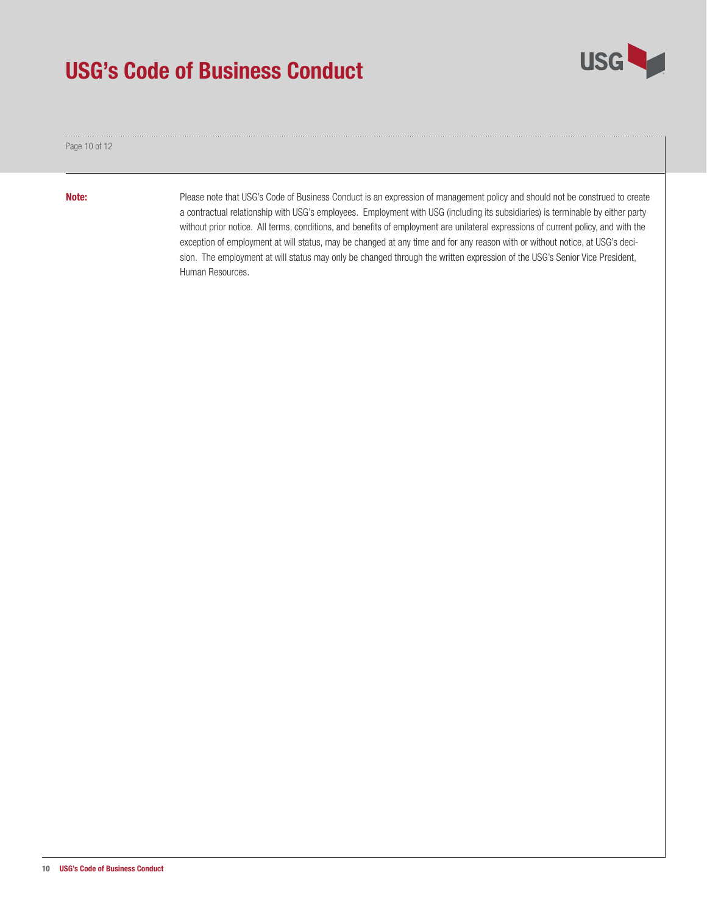**Note:** Please note that USG's Code of Business Conduct is an expression of management policy and should not be construed to create a contractual relationship with USG's employees. Employment with USG (including its subsidiaries) is terminable by either party without prior notice. All terms, conditions, and benefits of employment are unilateral expressions of current policy, and with the exception of employment at will status, may be changed at any time and for any reason with or without notice, at USG's decision. The employment at will status may only be changed through the written expression of the USG's Senior Vice President, Human Resources.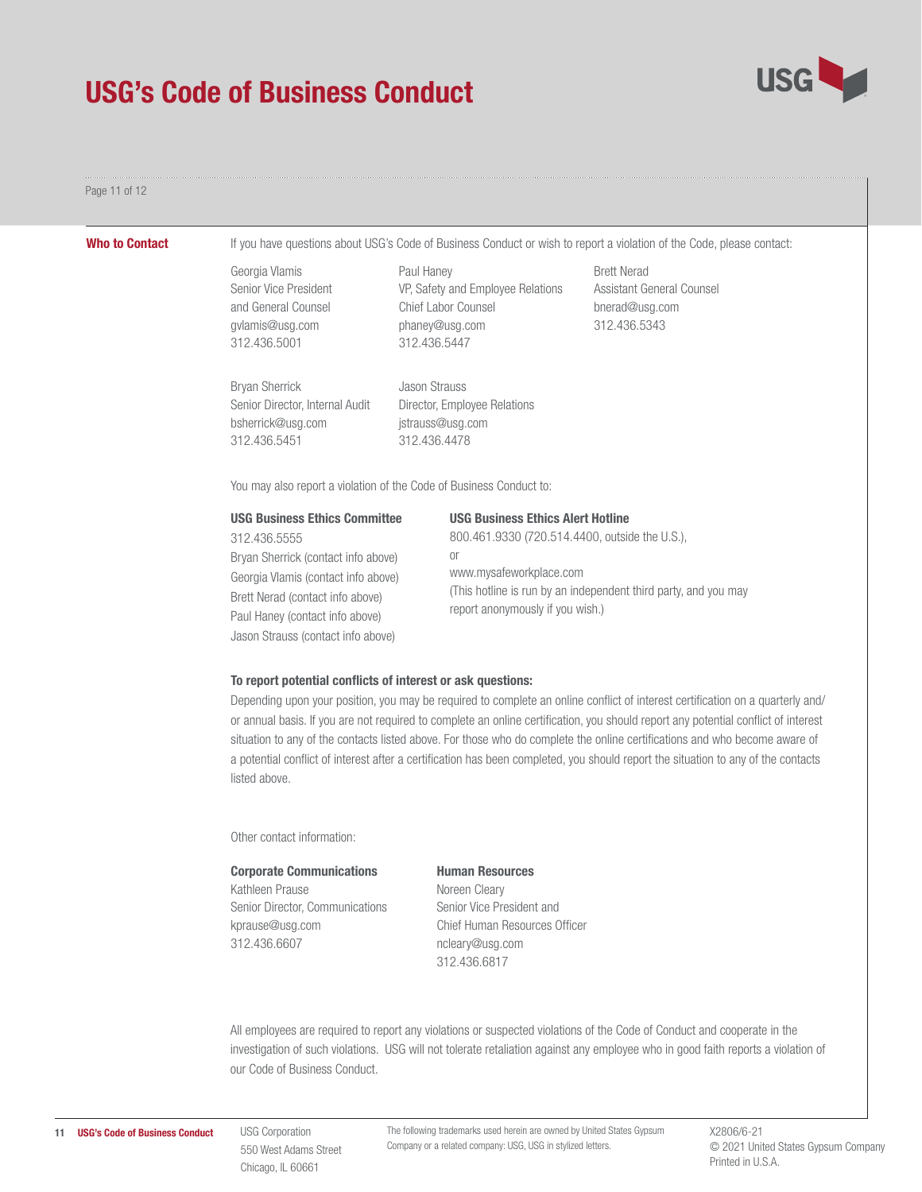## Who to Contact

If you have questions about USG's Code of Business Conduct or wish to report a violation of the Code, please contact:

Georgia Vlamis
Senior Vice President
and General Counsel
gvlamis@usg.com
312.436.5001

Paul Haney
VP, Safety and Employee Relations
Chief Labor Counsel
phaney@usg.com
312.436.5447

Brett Nerad
Assistant General Counsel
bnerad@usg.com
312.436.5343

Bryan Sherrick
Senior Director, Internal Audit
bsherrick@usg.com
312.436.5451

Jason Strauss
Director, Employee Relations
jstrauss@usg.com
312.436.4478

You may also report a violation of the Code of Business Conduct to:

**USG Business Ethics Committee**
312.436.5555
Bryan Sherrick (contact info above)
Georgia Vlamis (contact info above)
Brett Nerad (contact info above)
Paul Haney (contact info above)
Jason Strauss (contact info above)

**USG Business Ethics Alert Hotline**
800.461.9330 (720.514.4400, outside the U.S.),
or
www.mysafeworkplace.com
(This hotline is run by an independent third party, and you may report anonymously if you wish.)

**To report potential conflicts of interest or ask questions:**

Depending upon your position, you may be required to complete an online conflict of interest certification on a quarterly and/or annual basis. If you are not required to complete an online certification, you should report any potential conflict of interest situation to any of the contacts listed above. For those who do complete the online certifications and who become aware of a potential conflict of interest after a certification has been completed, you should report the situation to any of the contacts listed above.

Other contact information:

**Corporate Communications**
Kathleen Prause
Senior Director, Communications
kprause@usg.com
312.436.6607

**Human Resources**
Noreen Cleary
Senior Vice President and
Chief Human Resources Officer
ncleary@usg.com
312.436.6817

All employees are required to report any violations or suspected violations of the Code of Conduct and cooperate in the investigation of such violations. USG will not tolerate retaliation against any employee who in good faith reports a violation of our Code of Business Conduct.

USG Corporation
550 West Adams Street
Chicago, IL 60661

The following trademarks used herein are owned by United States Gypsum Company or a related company: USG, USG in stylized letters.

X2806/6-21
© 2021 United States Gypsum Company
Printed in U.S.A.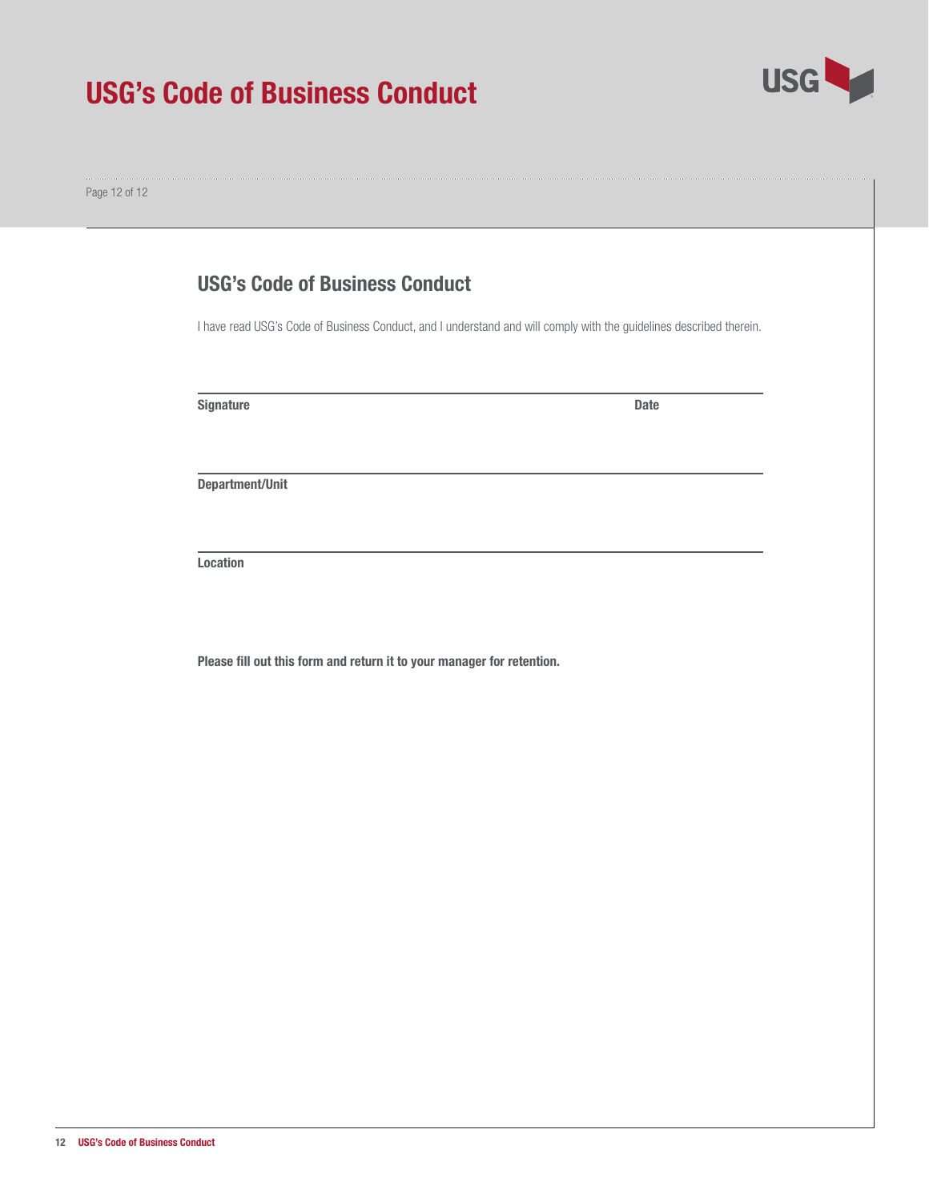## USG's Code of Business Conduct

I have read USG's Code of Business Conduct, and I understand and will comply with the guidelines described therein.

**Signature** **Date**

**Department/Unit**

**Location**

**Please fill out this form and return it to your manager for retention.**